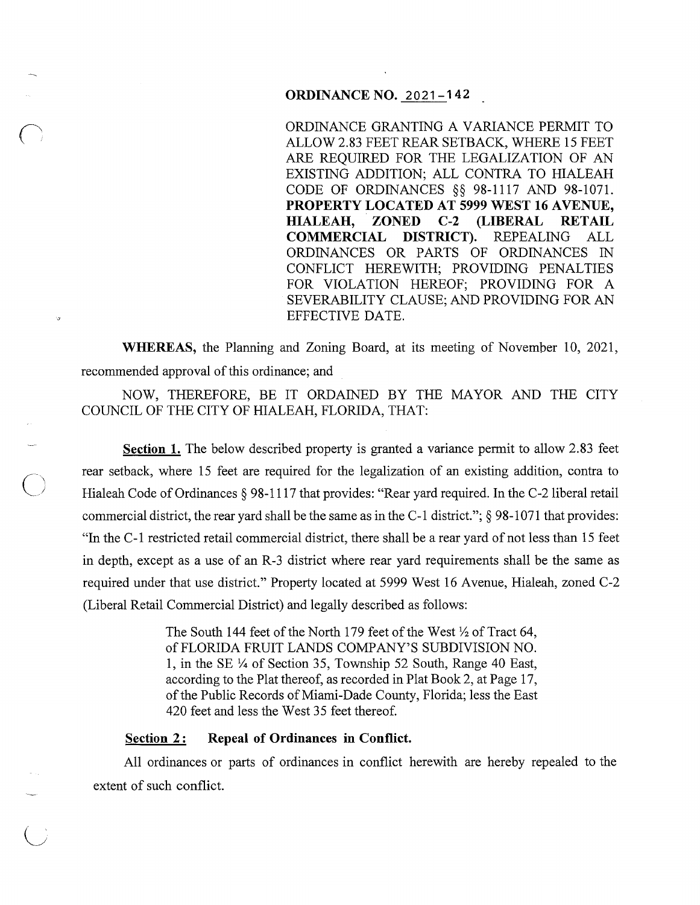**ORDINANCE NO. 2021-142**

ORDINANCE GRANTING A VARIANCE PERMIT TO ALLOW 2.83 FEET REAR SETBACK, WHERE 15 FEET ARE REQUIRED FOR THE LEGALIZATION OF AN EXISTING ADDITION; ALL CONTRA TO HIALEAH CODE OF ORDINANCES §§ 98-1117 AND 98-1071. **PROPERTY LOCATED AT 5999 WEST 16 AVENUE, HIALEAH, ZONED C-2 (LIBERAL RETAIL COMMERCIAL DISTRICT).** REPEALING ALL ORDINANCES OR PARTS OF ORDINANCES IN CONFLICT HEREWITH; PROVIDING PENALTIES FOR VIOLATION HEREOF; PROVIDING FOR A SEVERABILITY CLAUSE; AND PROVIDING FOR AN EFFECTIVE DATE.

**WHEREAS,** the Planning and Zoning Board, at its meeting of November 10, 2021, recommended approval of this ordinance; and

NOW, THEREFORE, BE IT ORDAINED BY THE MAYOR AND THE CITY COUNCIL OF THE CITY OF HIALEAH, FLORIDA, THAT:

**Section 1.** The below described property is granted a variance permit to allow 2.83 feet rear setback, where 15 feet are required for the legalization of an existing addition, contra to Hialeah Code of Ordinances § 98-1117 that provides: "Rear yard required. In the C-2 liberal retail commercial district, the rear yard shall be the same as in the C-1 district."; § 98-1071 that provides: "In the C-1 restricted retail commercial district, there shall be a rear yard of not less than 15 feet in depth, except as a use of an R-3 district where rear yard requirements shall be the same as required under that use district." Property located at 5999 West 16 Avenue, Hialeah, zoned C-2 (Liberal Retail Commercial District) and legally described as follows:

> The South 144 feet of the North 179 feet of the West ½ of Tract 64, of FLORIDA FRUIT LANDS COMPANY'S SUBDIVISION NO. 1, in the SE ¼ of Section 35, Township 52 South, Range 40 East, according to the Plat thereof, as recorded in Plat Book 2, at Page 17, of the Public Records of Miami-Dade County, Florida; less the East 420 feet and less the West 35 feet thereof.

**Section 2: Repeal of Ordinances in Conflict.**

All ordinances or parts of ordinances in conflict herewith are hereby repealed to the extent of such conflict.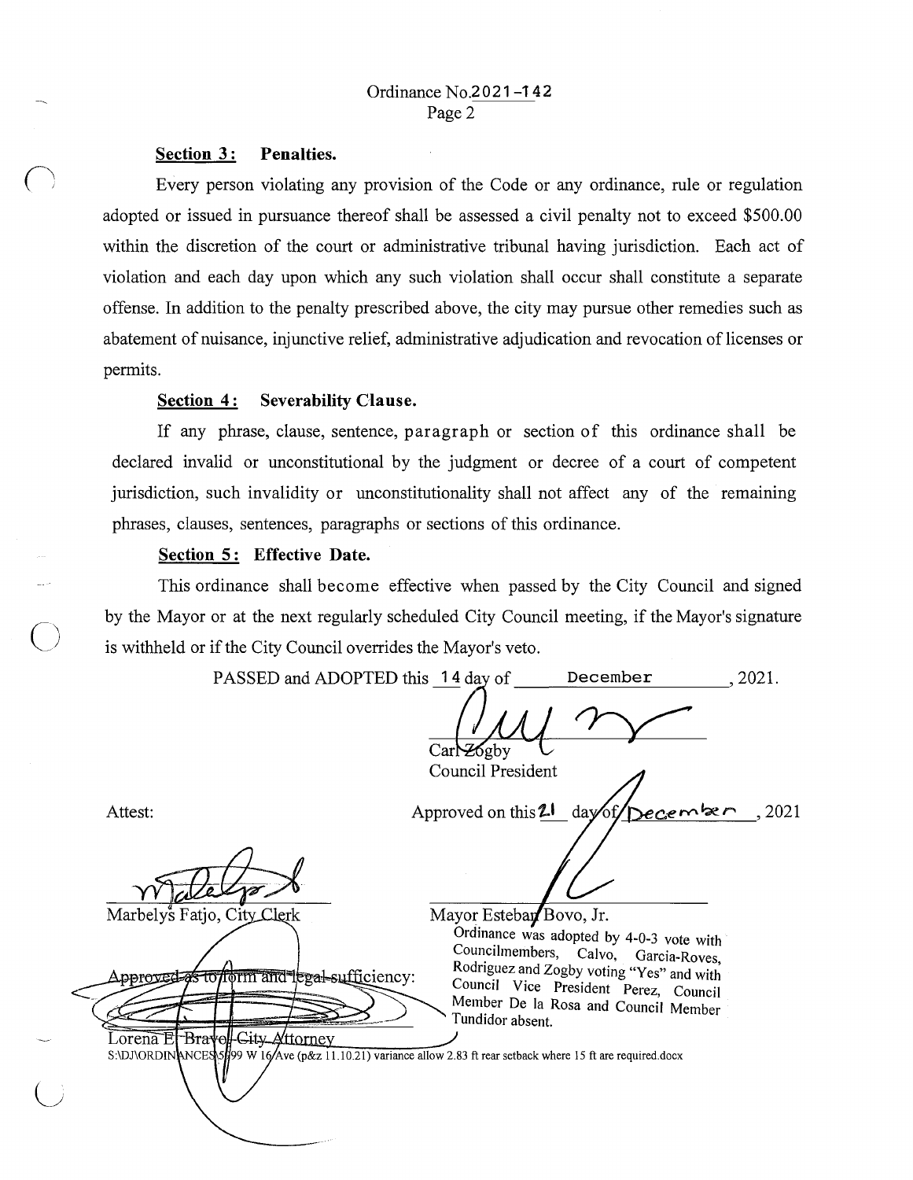Ordinance No.2021-142

**Section 3: Penalties.**

Every person violating any provision of the Code or any ordinance, rule or regulation adopted or issued in pursuance thereof shall be assessed a civil penalty not to exceed $500.00 within the discretion of the court or administrative tribunal having jurisdiction. Each act of violation and each day upon which any such violation shall occur shall constitute a separate offense. In addition to the penalty prescribed above, the city may pursue other remedies such as abatement of nuisance, injunctive relief, administrative adjudication and revocation of licenses or permits.

**Section 4: Severability Clause.**

If any phrase, clause, sentence, paragraph or section of this ordinance shall be declared invalid or unconstitutional by the judgment or decree of a court of competent jurisdiction, such invalidity or unconstitutionality shall not affect any of the remaining phrases, clauses, sentences, paragraphs or sections of this ordinance.

**Section 5: Effective Date.**

This ordinance shall become effective when passed by the City Council and signed by the Mayor or at the next regularly scheduled City Council meeting, if the Mayor's signature is withheld or if the City Council overrides the Mayor's veto.

PASSED and ADOPTED this 14 day of December, 2021.

Carl Zogby
Council President

Attest:

Marbelys Fatjo, City Clerk

Approved on this 21 day of December, 2021

Mayor Esteban Bovo, Jr.

Ordinance was adopted by 4-0-3 vote with Councilmembers, Calvo, Garcia-Roves, Rodriguez and Zogby voting "Yes" and with Council Vice President Perez, Council Member De la Rosa and Council Member Tundidor absent.

Approved as to form and legal sufficiency:

Lorena E. Bravo, City Attorney

S:\DJ\ORDINANCES\5699 W 16 Ave (p&z 11.10.21) variance allow 2.83 ft rear setback where 15 ft are required.docx